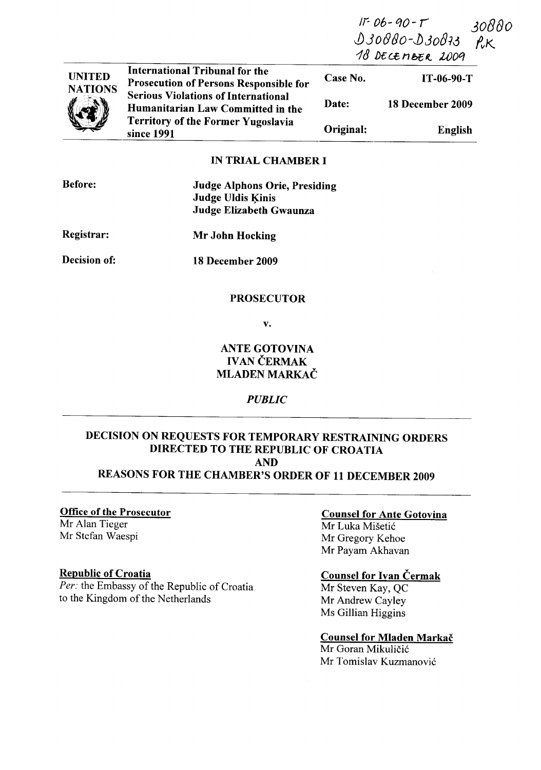IT-06-90-T 30880
D30880-D30873 PK
18 DECEMBER 2009

| UNITED NATIONS | International Tribunal for the Prosecution of Persons Responsible for Serious Violations of International Humanitarian Law Committed in the Territory of the Former Yugoslavia since 1991 | Case No. | IT-06-90-T |
|---|---|---|---|
| | | Date: | 18 December 2009 |
| | | Original: | English |

**IN TRIAL CHAMBER I**

**Before:** **Judge Alphons Orie, Presiding**
**Judge Uldis Ķinis**
**Judge Elizabeth Gwaunza**

**Registrar:** **Mr John Hocking**

**Decision of:** **18 December 2009**

**PROSECUTOR**

**v.**

**ANTE GOTOVINA**
**IVAN ČERMAK**
**MLADEN MARKAČ**

***PUBLIC***

# DECISION ON REQUESTS FOR TEMPORARY RESTRAINING ORDERS DIRECTED TO THE REPUBLIC OF CROATIA AND REASONS FOR THE CHAMBER'S ORDER OF 11 DECEMBER 2009

**Office of the Prosecutor**
Mr Alan Tieger
Mr Stefan Waespi

**Republic of Croatia**
*Per:* the Embassy of the Republic of Croatia to the Kingdom of the Netherlands

**Counsel for Ante Gotovina**
Mr Luka Mišetić
Mr Gregory Kehoe
Mr Payam Akhavan

**Counsel for Ivan Čermak**
Mr Steven Kay, QC
Mr Andrew Cayley
Ms Gillian Higgins

**Counsel for Mladen Markač**
Mr Goran Mikuličić
Mr Tomislav Kuzmanović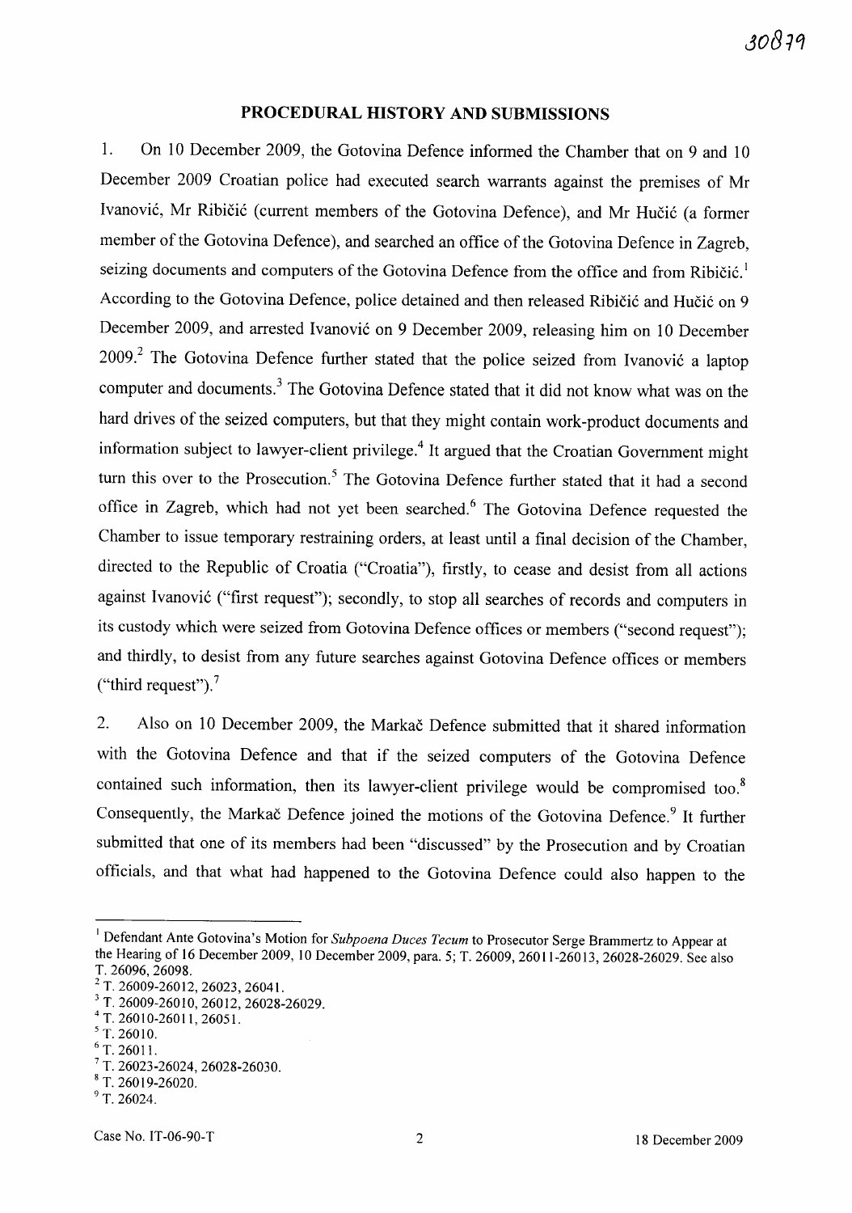## PROCEDURAL HISTORY AND SUBMISSIONS

1. On 10 December 2009, the Gotovina Defence informed the Chamber that on 9 and 10 December 2009 Croatian police had executed search warrants against the premises of Mr Ivanović, Mr Ribičić (current members of the Gotovina Defence), and Mr Hučić (a former member of the Gotovina Defence), and searched an office of the Gotovina Defence in Zagreb, seizing documents and computers of the Gotovina Defence from the office and from Ribičić.[1] According to the Gotovina Defence, police detained and then released Ribičić and Hučić on 9 December 2009, and arrested Ivanović on 9 December 2009, releasing him on 10 December 2009.[2] The Gotovina Defence further stated that the police seized from Ivanović a laptop computer and documents.[3] The Gotovina Defence stated that it did not know what was on the hard drives of the seized computers, but that they might contain work-product documents and information subject to lawyer-client privilege.[4] It argued that the Croatian Government might turn this over to the Prosecution.[5] The Gotovina Defence further stated that it had a second office in Zagreb, which had not yet been searched.[6] The Gotovina Defence requested the Chamber to issue temporary restraining orders, at least until a final decision of the Chamber, directed to the Republic of Croatia ("Croatia"), firstly, to cease and desist from all actions against Ivanović ("first request"); secondly, to stop all searches of records and computers in its custody which were seized from Gotovina Defence offices or members ("second request"); and thirdly, to desist from any future searches against Gotovina Defence offices or members ("third request").[7]

2. Also on 10 December 2009, the Markač Defence submitted that it shared information with the Gotovina Defence and that if the seized computers of the Gotovina Defence contained such information, then its lawyer-client privilege would be compromised too.[8] Consequently, the Markač Defence joined the motions of the Gotovina Defence.[9] It further submitted that one of its members had been "discussed" by the Prosecution and by Croatian officials, and that what had happened to the Gotovina Defence could also happen to the

---

[1] Defendant Ante Gotovina's Motion for *Subpoena Duces Tecum* to Prosecutor Serge Brammertz to Appear at the Hearing of 16 December 2009, 10 December 2009, para. 5; T. 26009, 26011-26013, 26028-26029. See also T. 26096, 26098.

[2] T. 26009-26012, 26023, 26041.

[3] T. 26009-26010, 26012, 26028-26029.

[4] T. 26010-26011, 26051.

[5] T. 26010.

[6] T. 26011.

[7] T. 26023-26024, 26028-26030.

[8] T. 26019-26020.

[9] T. 26024.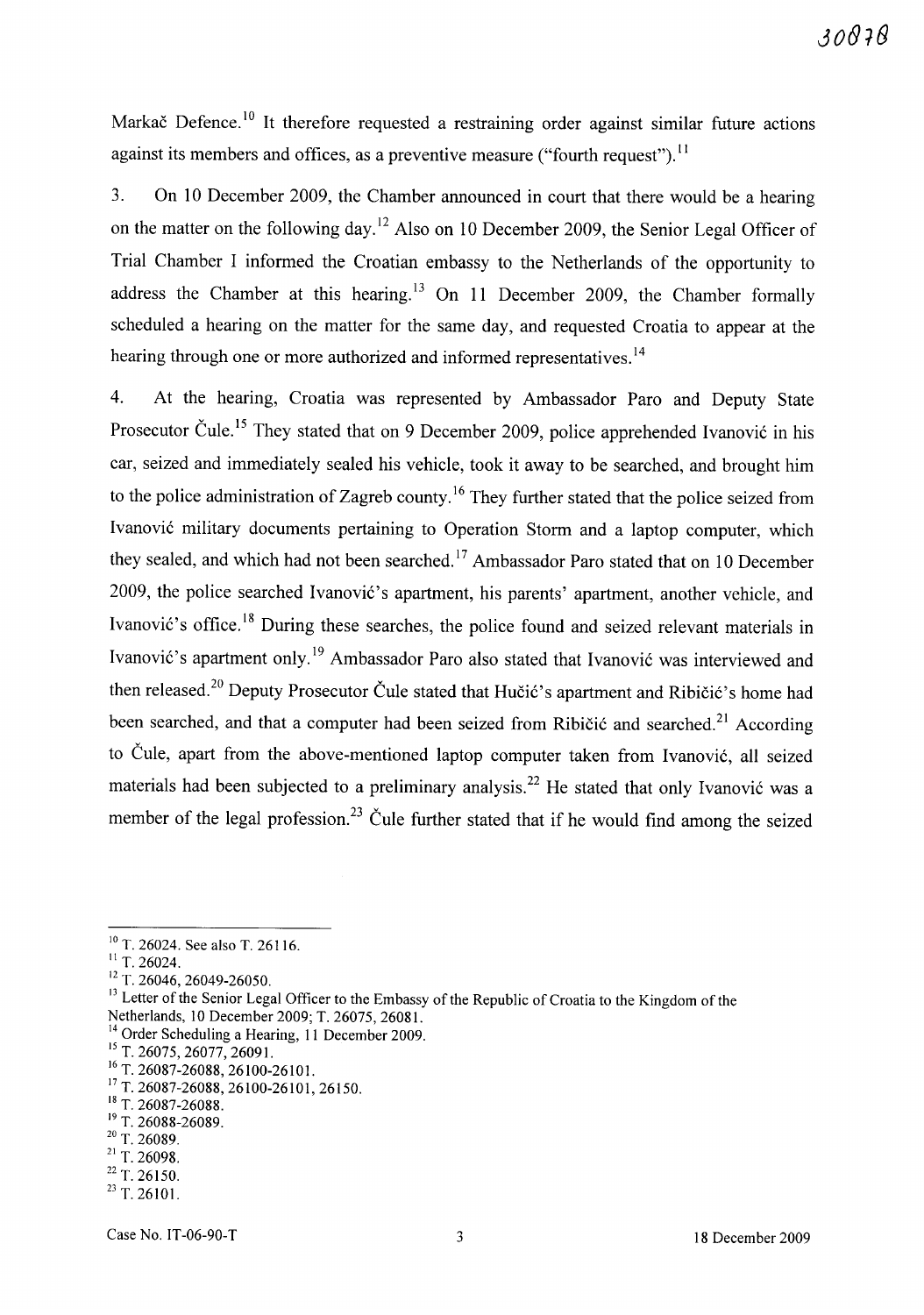Markač Defence.[10] It therefore requested a restraining order against similar future actions against its members and offices, as a preventive measure ("fourth request").[11]

3. On 10 December 2009, the Chamber announced in court that there would be a hearing on the matter on the following day.[12] Also on 10 December 2009, the Senior Legal Officer of Trial Chamber I informed the Croatian embassy to the Netherlands of the opportunity to address the Chamber at this hearing.[13] On 11 December 2009, the Chamber formally scheduled a hearing on the matter for the same day, and requested Croatia to appear at the hearing through one or more authorized and informed representatives.[14]

4. At the hearing, Croatia was represented by Ambassador Paro and Deputy State Prosecutor Čule.[15] They stated that on 9 December 2009, police apprehended Ivanović in his car, seized and immediately sealed his vehicle, took it away to be searched, and brought him to the police administration of Zagreb county.[16] They further stated that the police seized from Ivanović military documents pertaining to Operation Storm and a laptop computer, which they sealed, and which had not been searched.[17] Ambassador Paro stated that on 10 December 2009, the police searched Ivanović's apartment, his parents' apartment, another vehicle, and Ivanović's office.[18] During these searches, the police found and seized relevant materials in Ivanović's apartment only.[19] Ambassador Paro also stated that Ivanović was interviewed and then released.[20] Deputy Prosecutor Čule stated that Hučić's apartment and Ribičić's home had been searched, and that a computer had been seized from Ribičić and searched.[21] According to Čule, apart from the above-mentioned laptop computer taken from Ivanović, all seized materials had been subjected to a preliminary analysis.[22] He stated that only Ivanović was a member of the legal profession.[23] Čule further stated that if he would find among the seized

---

[10] T. 26024. See also T. 26116.

[11] T. 26024.

[12] T. 26046, 26049-26050.

[13] Letter of the Senior Legal Officer to the Embassy of the Republic of Croatia to the Kingdom of the Netherlands, 10 December 2009; T. 26075, 26081.

[14] Order Scheduling a Hearing, 11 December 2009.

[15] T. 26075, 26077, 26091.

[16] T. 26087-26088, 26100-26101.

[17] T. 26087-26088, 26100-26101, 26150.

[18] T. 26087-26088.

[19] T. 26088-26089.

[20] T. 26089.

[21] T. 26098.

[22] T. 26150.

[23] T. 26101.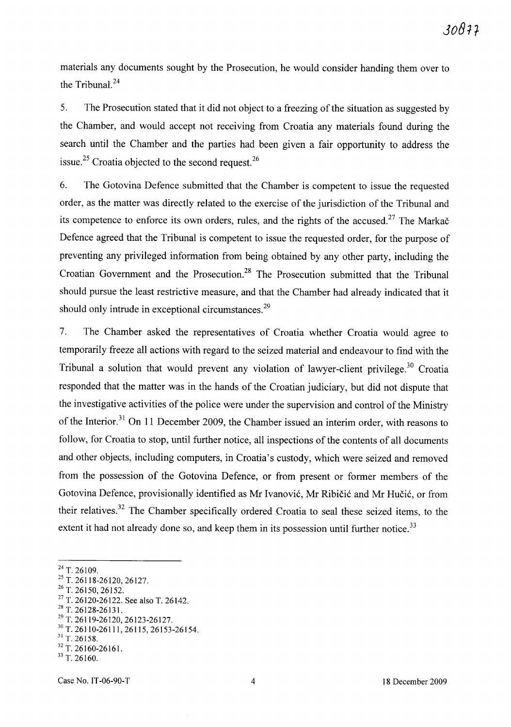materials any documents sought by the Prosecution, he would consider handing them over to the Tribunal.[24]

5. The Prosecution stated that it did not object to a freezing of the situation as suggested by the Chamber, and would accept not receiving from Croatia any materials found during the search until the Chamber and the parties had been given a fair opportunity to address the issue.[25] Croatia objected to the second request.[26]

6. The Gotovina Defence submitted that the Chamber is competent to issue the requested order, as the matter was directly related to the exercise of the jurisdiction of the Tribunal and its competence to enforce its own orders, rules, and the rights of the accused.[27] The Markač Defence agreed that the Tribunal is competent to issue the requested order, for the purpose of preventing any privileged information from being obtained by any other party, including the Croatian Government and the Prosecution.[28] The Prosecution submitted that the Tribunal should pursue the least restrictive measure, and that the Chamber had already indicated that it should only intrude in exceptional circumstances.[29]

7. The Chamber asked the representatives of Croatia whether Croatia would agree to temporarily freeze all actions with regard to the seized material and endeavour to find with the Tribunal a solution that would prevent any violation of lawyer-client privilege.[30] Croatia responded that the matter was in the hands of the Croatian judiciary, but did not dispute that the investigative activities of the police were under the supervision and control of the Ministry of the Interior.[31] On 11 December 2009, the Chamber issued an interim order, with reasons to follow, for Croatia to stop, until further notice, all inspections of the contents of all documents and other objects, including computers, in Croatia's custody, which were seized and removed from the possession of the Gotovina Defence, or from present or former members of the Gotovina Defence, provisionally identified as Mr Ivanović, Mr Ribičić and Mr Hučić, or from their relatives.[32] The Chamber specifically ordered Croatia to seal these seized items, to the extent it had not already done so, and keep them in its possession until further notice.[33]

---

[24] T. 26109.
[25] T. 26118-26120, 26127.
[26] T. 26150, 26152.
[27] T. 26120-26122. See also T. 26142.
[28] T. 26128-26131.
[29] T. 26119-26120, 26123-26127.
[30] T. 26110-26111, 26115, 26153-26154.
[31] T. 26158.
[32] T. 26160-26161.
[33] T. 26160.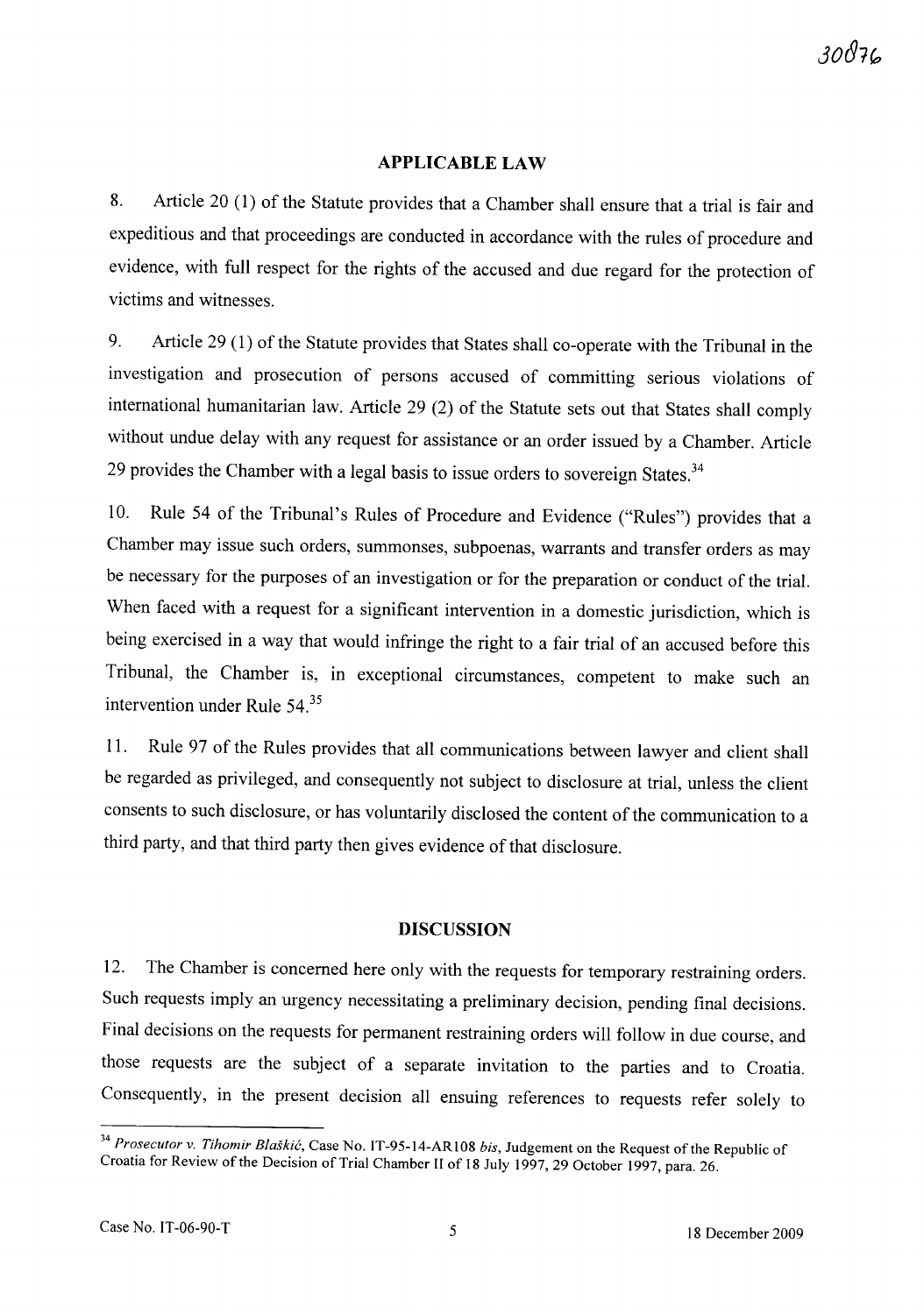## APPLICABLE LAW

8. Article 20 (1) of the Statute provides that a Chamber shall ensure that a trial is fair and expeditious and that proceedings are conducted in accordance with the rules of procedure and evidence, with full respect for the rights of the accused and due regard for the protection of victims and witnesses.

9. Article 29 (1) of the Statute provides that States shall co-operate with the Tribunal in the investigation and prosecution of persons accused of committing serious violations of international humanitarian law. Article 29 (2) of the Statute sets out that States shall comply without undue delay with any request for assistance or an order issued by a Chamber. Article 29 provides the Chamber with a legal basis to issue orders to sovereign States.[34]

10. Rule 54 of the Tribunal's Rules of Procedure and Evidence ("Rules") provides that a Chamber may issue such orders, summonses, subpoenas, warrants and transfer orders as may be necessary for the purposes of an investigation or for the preparation or conduct of the trial. When faced with a request for a significant intervention in a domestic jurisdiction, which is being exercised in a way that would infringe the right to a fair trial of an accused before this Tribunal, the Chamber is, in exceptional circumstances, competent to make such an intervention under Rule 54.[35]

11. Rule 97 of the Rules provides that all communications between lawyer and client shall be regarded as privileged, and consequently not subject to disclosure at trial, unless the client consents to such disclosure, or has voluntarily disclosed the content of the communication to a third party, and that third party then gives evidence of that disclosure.

## DISCUSSION

12. The Chamber is concerned here only with the requests for temporary restraining orders. Such requests imply an urgency necessitating a preliminary decision, pending final decisions. Final decisions on the requests for permanent restraining orders will follow in due course, and those requests are the subject of a separate invitation to the parties and to Croatia. Consequently, in the present decision all ensuing references to requests refer solely to

---

[34] *Prosecutor v. Tihomir Blaškić*, Case No. IT-95-14-AR108 *bis*, Judgement on the Request of the Republic of Croatia for Review of the Decision of Trial Chamber II of 18 July 1997, 29 October 1997, para. 26.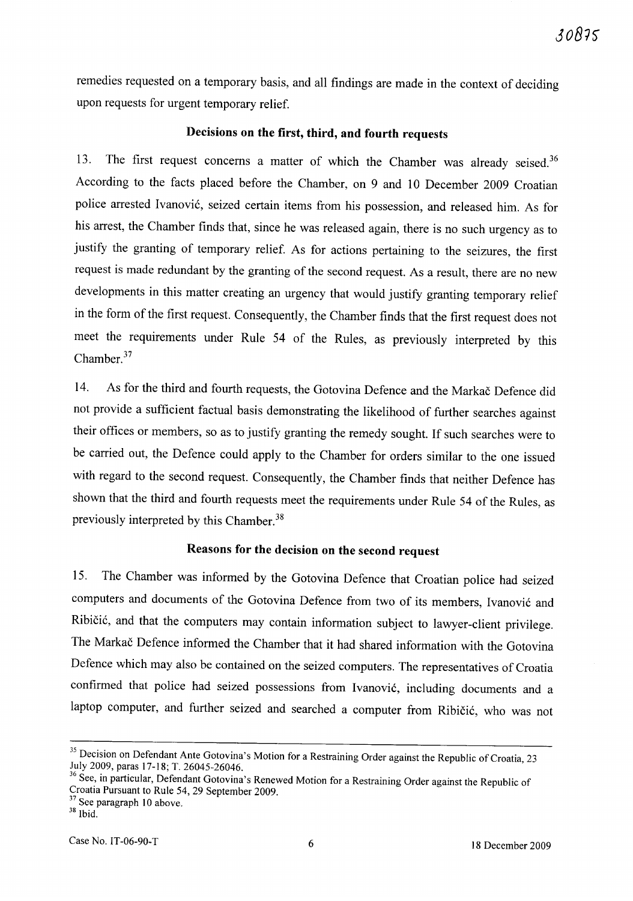remedies requested on a temporary basis, and all findings are made in the context of deciding upon requests for urgent temporary relief.

### Decisions on the first, third, and fourth requests

13. The first request concerns a matter of which the Chamber was already seised.[36] According to the facts placed before the Chamber, on 9 and 10 December 2009 Croatian police arrested Ivanović, seized certain items from his possession, and released him. As for his arrest, the Chamber finds that, since he was released again, there is no such urgency as to justify the granting of temporary relief. As for actions pertaining to the seizures, the first request is made redundant by the granting of the second request. As a result, there are no new developments in this matter creating an urgency that would justify granting temporary relief in the form of the first request. Consequently, the Chamber finds that the first request does not meet the requirements under Rule 54 of the Rules, as previously interpreted by this Chamber.[37]

14. As for the third and fourth requests, the Gotovina Defence and the Markač Defence did not provide a sufficient factual basis demonstrating the likelihood of further searches against their offices or members, so as to justify granting the remedy sought. If such searches were to be carried out, the Defence could apply to the Chamber for orders similar to the one issued with regard to the second request. Consequently, the Chamber finds that neither Defence has shown that the third and fourth requests meet the requirements under Rule 54 of the Rules, as previously interpreted by this Chamber.[38]

### Reasons for the decision on the second request

15. The Chamber was informed by the Gotovina Defence that Croatian police had seized computers and documents of the Gotovina Defence from two of its members, Ivanović and Ribičić, and that the computers may contain information subject to lawyer-client privilege. The Markač Defence informed the Chamber that it had shared information with the Gotovina Defence which may also be contained on the seized computers. The representatives of Croatia confirmed that police had seized possessions from Ivanović, including documents and a laptop computer, and further seized and searched a computer from Ribičić, who was not

---

[35] Decision on Defendant Ante Gotovina's Motion for a Restraining Order against the Republic of Croatia, 23 July 2009, paras 17-18; T. 26045-26046.

[36] See, in particular, Defendant Gotovina's Renewed Motion for a Restraining Order against the Republic of Croatia Pursuant to Rule 54, 29 September 2009.

[37] See paragraph 10 above.

[38] Ibid.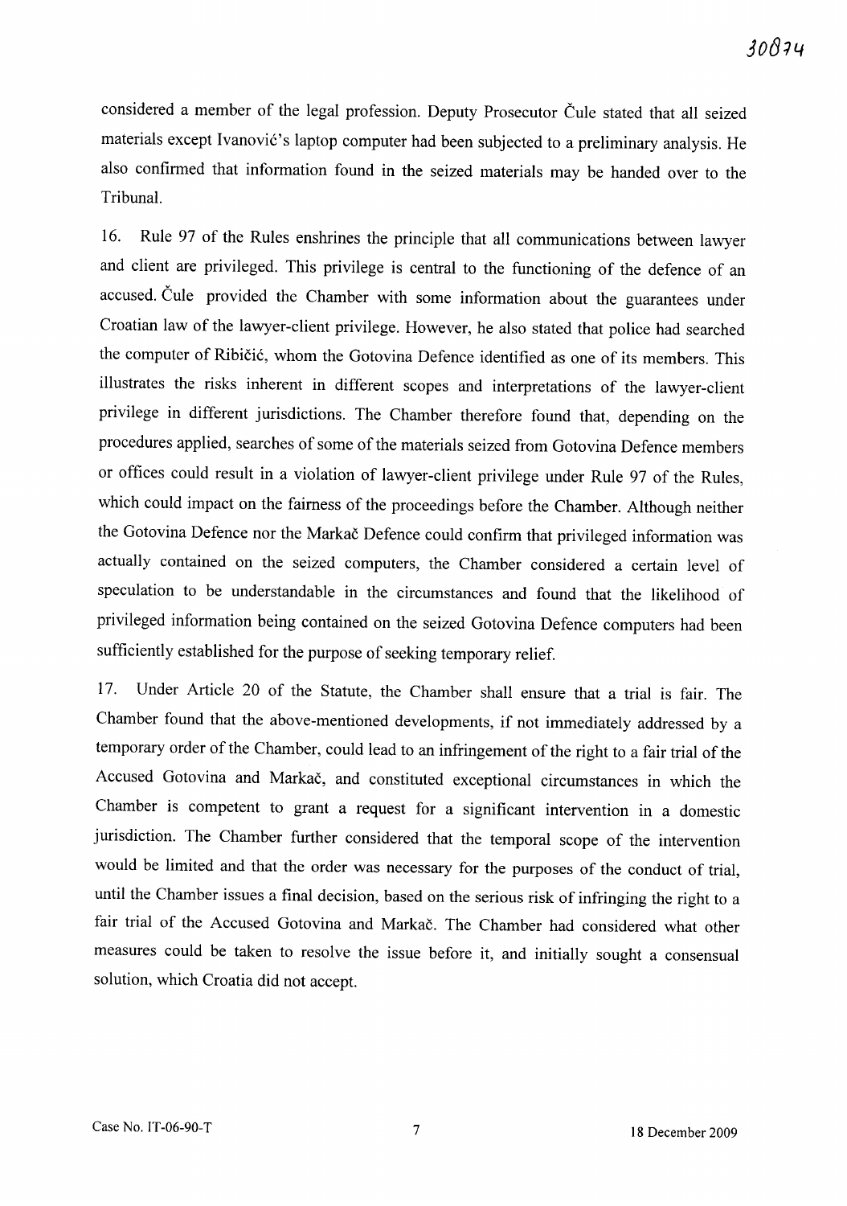considered a member of the legal profession. Deputy Prosecutor Čule stated that all seized materials except Ivanović's laptop computer had been subjected to a preliminary analysis. He also confirmed that information found in the seized materials may be handed over to the Tribunal.

16. Rule 97 of the Rules enshrines the principle that all communications between lawyer and client are privileged. This privilege is central to the functioning of the defence of an accused. Čule provided the Chamber with some information about the guarantees under Croatian law of the lawyer-client privilege. However, he also stated that police had searched the computer of Ribičić, whom the Gotovina Defence identified as one of its members. This illustrates the risks inherent in different scopes and interpretations of the lawyer-client privilege in different jurisdictions. The Chamber therefore found that, depending on the procedures applied, searches of some of the materials seized from Gotovina Defence members or offices could result in a violation of lawyer-client privilege under Rule 97 of the Rules, which could impact on the fairness of the proceedings before the Chamber. Although neither the Gotovina Defence nor the Markač Defence could confirm that privileged information was actually contained on the seized computers, the Chamber considered a certain level of speculation to be understandable in the circumstances and found that the likelihood of privileged information being contained on the seized Gotovina Defence computers had been sufficiently established for the purpose of seeking temporary relief.

17. Under Article 20 of the Statute, the Chamber shall ensure that a trial is fair. The Chamber found that the above-mentioned developments, if not immediately addressed by a temporary order of the Chamber, could lead to an infringement of the right to a fair trial of the Accused Gotovina and Markač, and constituted exceptional circumstances in which the Chamber is competent to grant a request for a significant intervention in a domestic jurisdiction. The Chamber further considered that the temporal scope of the intervention would be limited and that the order was necessary for the purposes of the conduct of trial, until the Chamber issues a final decision, based on the serious risk of infringing the right to a fair trial of the Accused Gotovina and Markač. The Chamber had considered what other measures could be taken to resolve the issue before it, and initially sought a consensual solution, which Croatia did not accept.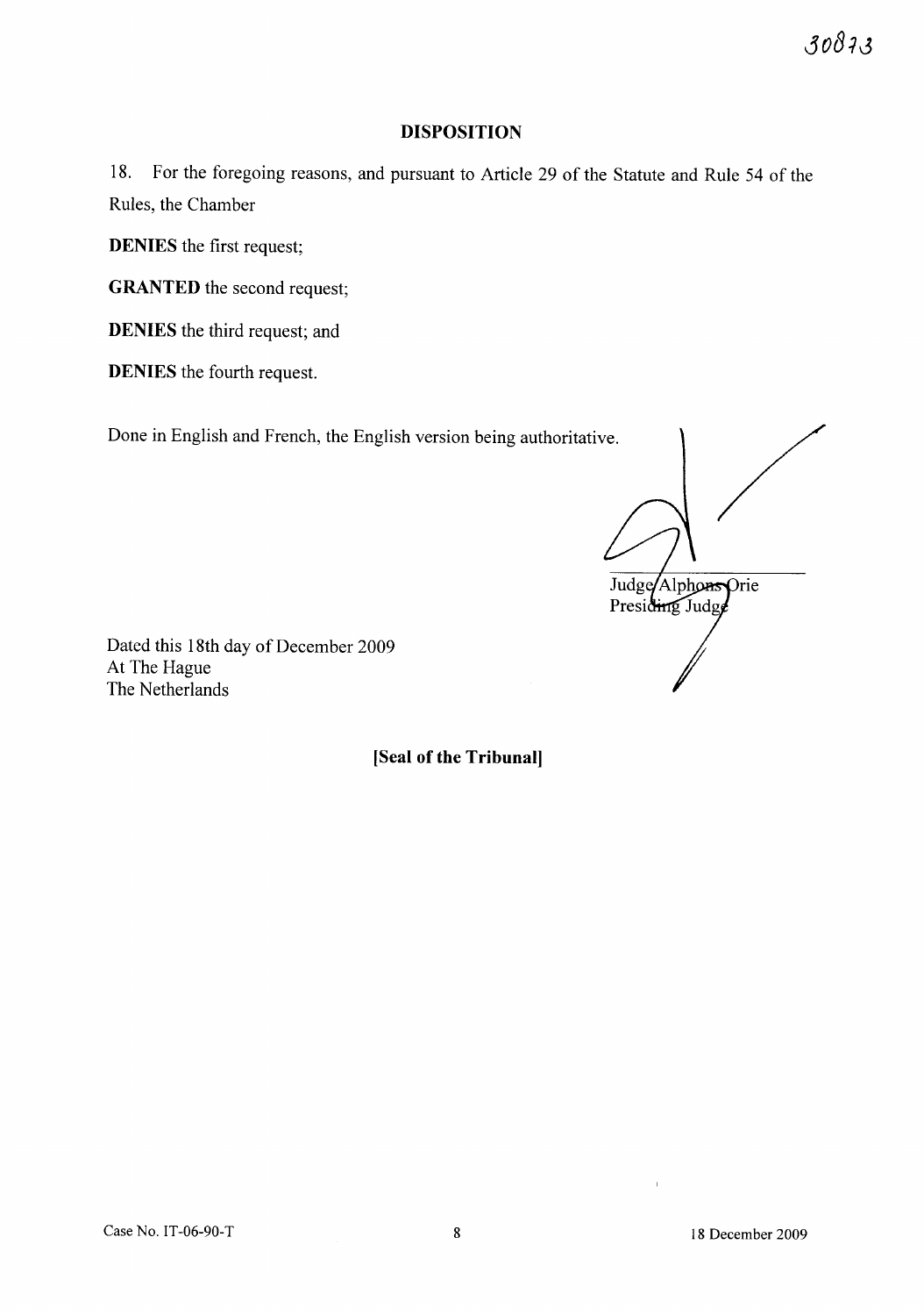30873

## DISPOSITION

18. For the foregoing reasons, and pursuant to Article 29 of the Statute and Rule 54 of the Rules, the Chamber

**DENIES** the first request;

**GRANTED** the second request;

**DENIES** the third request; and

**DENIES** the fourth request.

Done in English and French, the English version being authoritative.

Judge Alphons Orie
Presiding Judge

Dated this 18th day of December 2009
At The Hague
The Netherlands

**[Seal of the Tribunal]**